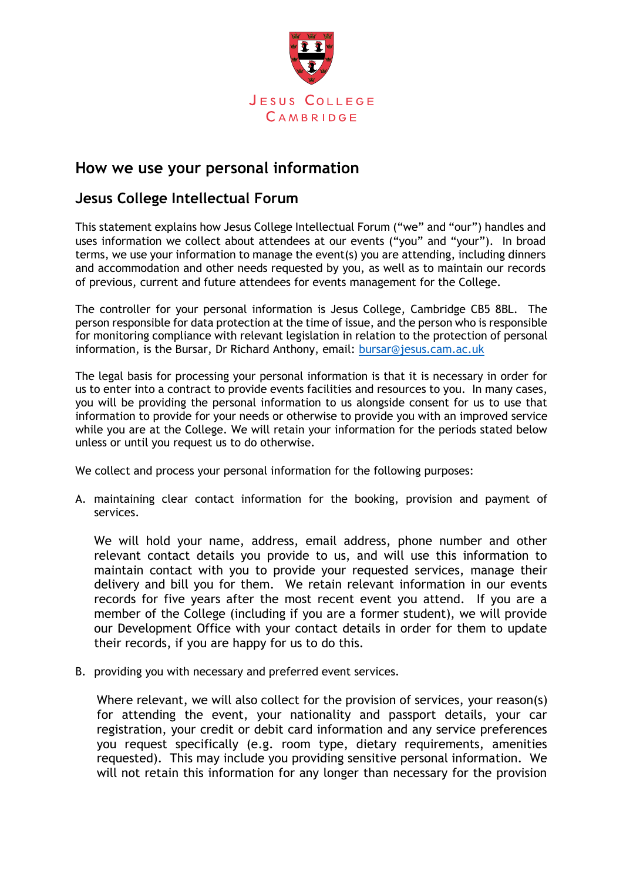Jesus College
Cambridge

## How we use your personal information

## Jesus College Intellectual Forum

This statement explains how Jesus College Intellectual Forum ("we" and "our") handles and uses information we collect about attendees at our events ("you" and "your"). In broad terms, we use your information to manage the event(s) you are attending, including dinners and accommodation and other needs requested by you, as well as to maintain our records of previous, current and future attendees for events management for the College.

The controller for your personal information is Jesus College, Cambridge CB5 8BL. The person responsible for data protection at the time of issue, and the person who is responsible for monitoring compliance with relevant legislation in relation to the protection of personal information, is the Bursar, Dr Richard Anthony, email: bursar@jesus.cam.ac.uk

The legal basis for processing your personal information is that it is necessary in order for us to enter into a contract to provide events facilities and resources to you. In many cases, you will be providing the personal information to us alongside consent for us to use that information to provide for your needs or otherwise to provide you with an improved service while you are at the College. We will retain your information for the periods stated below unless or until you request us to do otherwise.

We collect and process your personal information for the following purposes:

A. maintaining clear contact information for the booking, provision and payment of services.

   We will hold your name, address, email address, phone number and other relevant contact details you provide to us, and will use this information to maintain contact with you to provide your requested services, manage their delivery and bill you for them. We retain relevant information in our events records for five years after the most recent event you attend. If you are a member of the College (including if you are a former student), we will provide our Development Office with your contact details in order for them to update their records, if you are happy for us to do this.

B. providing you with necessary and preferred event services.

   Where relevant, we will also collect for the provision of services, your reason(s) for attending the event, your nationality and passport details, your car registration, your credit or debit card information and any service preferences you request specifically (e.g. room type, dietary requirements, amenities requested). This may include you providing sensitive personal information. We will not retain this information for any longer than necessary for the provision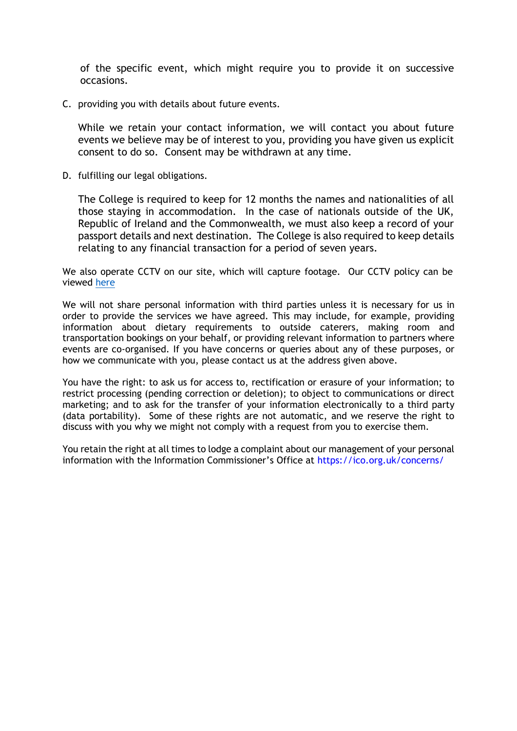of the specific event, which might require you to provide it on successive occasions.

C. providing you with details about future events.

   While we retain your contact information, we will contact you about future events we believe may be of interest to you, providing you have given us explicit consent to do so. Consent may be withdrawn at any time.

D. fulfilling our legal obligations.

   The College is required to keep for 12 months the names and nationalities of all those staying in accommodation. In the case of nationals outside of the UK, Republic of Ireland and the Commonwealth, we must also keep a record of your passport details and next destination. The College is also required to keep details relating to any financial transaction for a period of seven years.

We also operate CCTV on our site, which will capture footage. Our CCTV policy can be viewed here

We will not share personal information with third parties unless it is necessary for us in order to provide the services we have agreed. This may include, for example, providing information about dietary requirements to outside caterers, making room and transportation bookings on your behalf, or providing relevant information to partners where events are co-organised. If you have concerns or queries about any of these purposes, or how we communicate with you, please contact us at the address given above.

You have the right: to ask us for access to, rectification or erasure of your information; to restrict processing (pending correction or deletion); to object to communications or direct marketing; and to ask for the transfer of your information electronically to a third party (data portability). Some of these rights are not automatic, and we reserve the right to discuss with you why we might not comply with a request from you to exercise them.

You retain the right at all times to lodge a complaint about our management of your personal information with the Information Commissioner's Office at https://ico.org.uk/concerns/